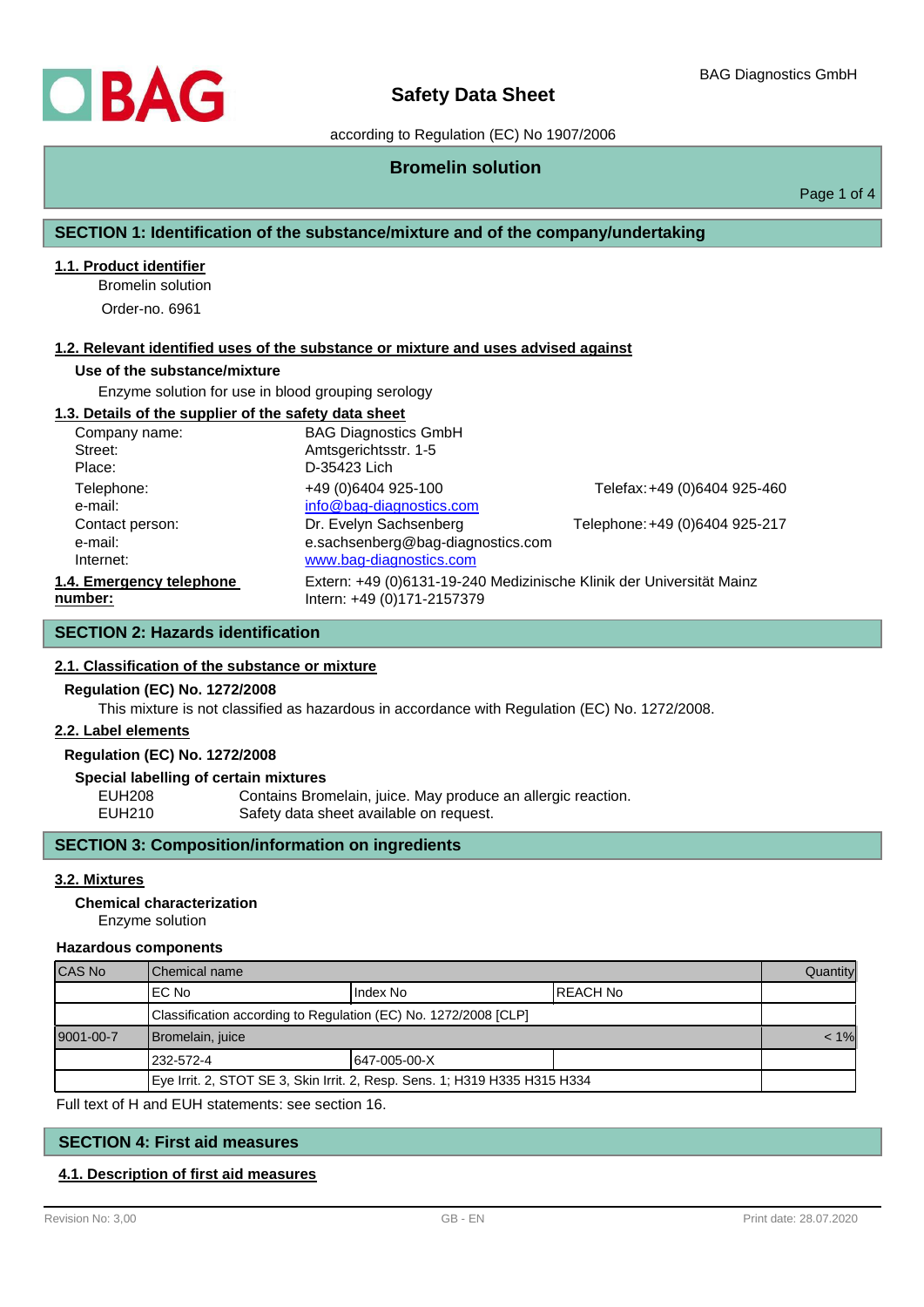# Safety Data Sheet

according to Regulation (EC) No 1907/2006

## Bromelin solution

## SECTION 1: Identification of the substance/mixture and of the company/undertaking

### 1.1. Product identifier

Bromelin solution

Order-no. 6961

### 1.2. Relevant identified uses of the substance or mixture and uses advised against

**Use of the substance/mixture**

Enzyme solution for use in blood grouping serology

### 1.3. Details of the supplier of the safety data sheet

| | | |
|---|---|---|
| Company name: | BAG Diagnostics GmbH | |
| Street: | Amtsgerichtsstr. 1-5 | |
| Place: | D-35423 Lich | |
| Telephone: | +49 (0)6404 925-100 | Telefax: +49 (0)6404 925-460 |
| e-mail: | info@bag-diagnostics.com | |
| Contact person: | Dr. Evelyn Sachsenberg | Telephone: +49 (0)6404 925-217 |
| e-mail: | e.sachsenberg@bag-diagnostics.com | |
| Internet: | www.bag-diagnostics.com | |

### 1.4. Emergency telephone number:

Extern: +49 (0)6131-19-240 Medizinische Klinik der Universität Mainz
Intern: +49 (0)171-2157379

## SECTION 2: Hazards identification

### 2.1. Classification of the substance or mixture

**Regulation (EC) No. 1272/2008**

This mixture is not classified as hazardous in accordance with Regulation (EC) No. 1272/2008.

### 2.2. Label elements

**Regulation (EC) No. 1272/2008**

**Special labelling of certain mixtures**

| | |
|---|---|
| EUH208 | Contains Bromelain, juice. May produce an allergic reaction. |
| EUH210 | Safety data sheet available on request. |

## SECTION 3: Composition/information on ingredients

### 3.2. Mixtures

**Chemical characterization**

Enzyme solution

**Hazardous components**

| CAS No | Chemical name | | | Quantity |
|---|---|---|---|---|
| | EC No | Index No | REACH No | |
| | Classification according to Regulation (EC) No. 1272/2008 [CLP] | | | |
| 9001-00-7 | Bromelain, juice | | | < 1% |
| | 232-572-4 | 647-005-00-X | | |
| | Eye Irrit. 2, STOT SE 3, Skin Irrit. 2, Resp. Sens. 1; H319 H335 H315 H334 | | | |

Full text of H and EUH statements: see section 16.

## SECTION 4: First aid measures

### 4.1. Description of first aid measures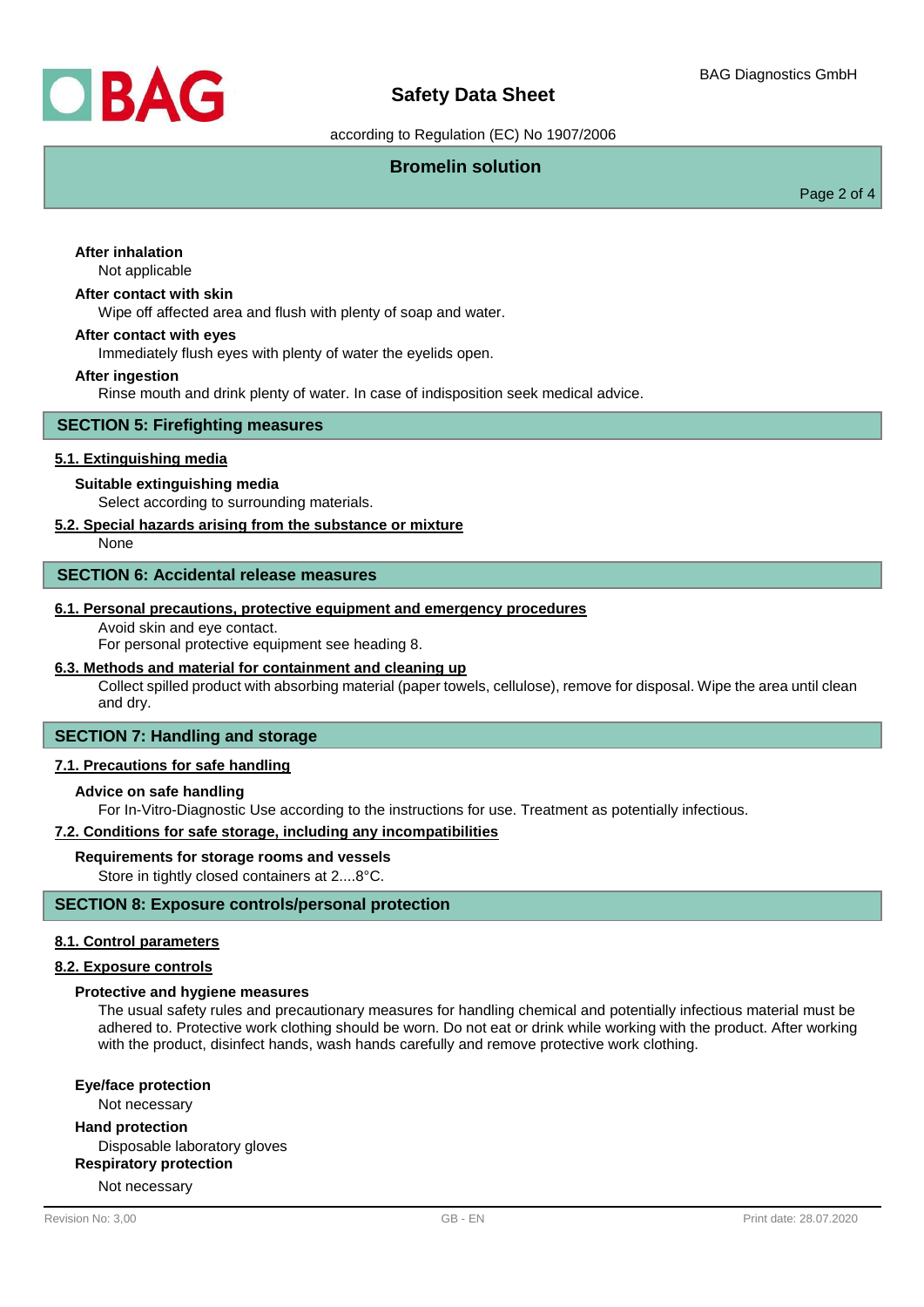**After inhalation**

Not applicable

**After contact with skin**

Wipe off affected area and flush with plenty of soap and water.

**After contact with eyes**

Immediately flush eyes with plenty of water the eyelids open.

**After ingestion**

Rinse mouth and drink plenty of water. In case of indisposition seek medical advice.

## SECTION 5: Firefighting measures

### 5.1. Extinguishing media

**Suitable extinguishing media**

Select according to surrounding materials.

### 5.2. Special hazards arising from the substance or mixture

None

## SECTION 6: Accidental release measures

### 6.1. Personal precautions, protective equipment and emergency procedures

Avoid skin and eye contact.
For personal protective equipment see heading 8.

### 6.3. Methods and material for containment and cleaning up

Collect spilled product with absorbing material (paper towels, cellulose), remove for disposal. Wipe the area until clean and dry.

## SECTION 7: Handling and storage

### 7.1. Precautions for safe handling

**Advice on safe handling**

For In-Vitro-Diagnostic Use according to the instructions for use. Treatment as potentially infectious.

### 7.2. Conditions for safe storage, including any incompatibilities

**Requirements for storage rooms and vessels**

Store in tightly closed containers at 2....8°C.

## SECTION 8: Exposure controls/personal protection

### 8.1. Control parameters

### 8.2. Exposure controls

**Protective and hygiene measures**

The usual safety rules and precautionary measures for handling chemical and potentially infectious material must be adhered to. Protective work clothing should be worn. Do not eat or drink while working with the product. After working with the product, disinfect hands, wash hands carefully and remove protective work clothing.

**Eye/face protection**

Not necessary

**Hand protection**

Disposable laboratory gloves

**Respiratory protection**

Not necessary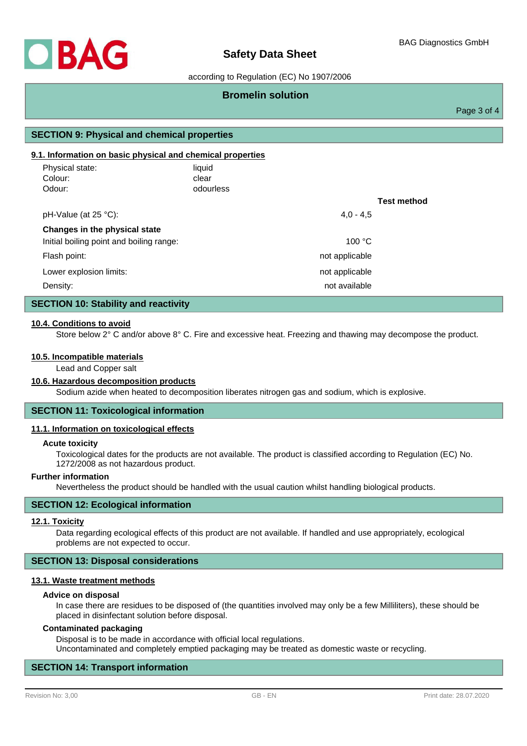## SECTION 9: Physical and chemical properties

### 9.1. Information on basic physical and chemical properties

| | | |
|---|---|---|
| Physical state: | liquid | |
| Colour: | clear | |
| Odour: | odourless | |
| | | **Test method** |
| pH-Value (at 25 °C): | 4,0 - 4,5 | |
| **Changes in the physical state** | | |
| Initial boiling point and boiling range: | 100 °C | |
| Flash point: | not applicable | |
| Lower explosion limits: | not applicable | |
| Density: | not available | |

## SECTION 10: Stability and reactivity

### 10.4. Conditions to avoid

Store below 2° C and/or above 8° C. Fire and excessive heat. Freezing and thawing may decompose the product.

### 10.5. Incompatible materials

Lead and Copper salt

### 10.6. Hazardous decomposition products

Sodium azide when heated to decomposition liberates nitrogen gas and sodium, which is explosive.

## SECTION 11: Toxicological information

### 11.1. Information on toxicological effects

**Acute toxicity**

Toxicological dates for the products are not available. The product is classified according to Regulation (EC) No. 1272/2008 as not hazardous product.

**Further information**

Nevertheless the product should be handled with the usual caution whilst handling biological products.

## SECTION 12: Ecological information

### 12.1. Toxicity

Data regarding ecological effects of this product are not available. If handled and use appropriately, ecological problems are not expected to occur.

## SECTION 13: Disposal considerations

### 13.1. Waste treatment methods

**Advice on disposal**

In case there are residues to be disposed of (the quantities involved may only be a few Milliliters), these should be placed in disinfectant solution before disposal.

**Contaminated packaging**

Disposal is to be made in accordance with official local regulations.
Uncontaminated and completely emptied packaging may be treated as domestic waste or recycling.

## SECTION 14: Transport information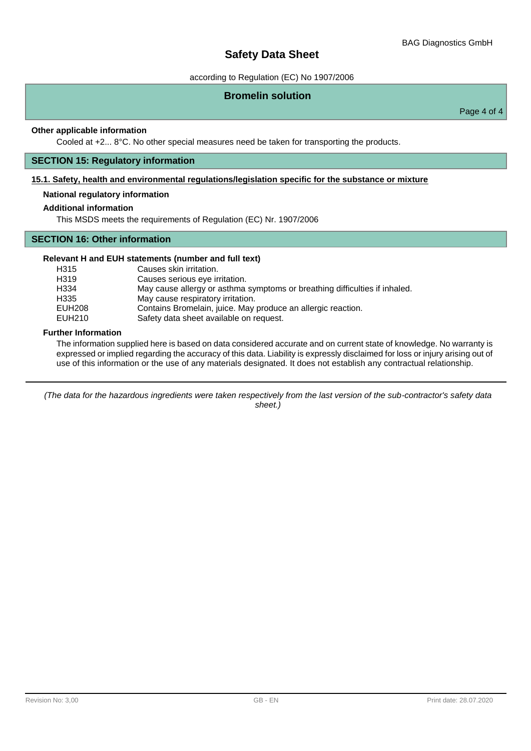**Other applicable information**

Cooled at +2... 8°C. No other special measures need be taken for transporting the products.

## SECTION 15: Regulatory information

### 15.1. Safety, health and environmental regulations/legislation specific for the substance or mixture

**National regulatory information**

**Additional information**

This MSDS meets the requirements of Regulation (EC) Nr. 1907/2006

## SECTION 16: Other information

**Relevant H and EUH statements (number and full text)**

| | |
|---|---|
| H315 | Causes skin irritation. |
| H319 | Causes serious eye irritation. |
| H334 | May cause allergy or asthma symptoms or breathing difficulties if inhaled. |
| H335 | May cause respiratory irritation. |
| EUH208 | Contains Bromelain, juice. May produce an allergic reaction. |
| EUH210 | Safety data sheet available on request. |

**Further Information**

The information supplied here is based on data considered accurate and on current state of knowledge. No warranty is expressed or implied regarding the accuracy of this data. Liability is expressly disclaimed for loss or injury arising out of use of this information or the use of any materials designated. It does not establish any contractual relationship.

---

*(The data for the hazardous ingredients were taken respectively from the last version of the sub-contractor's safety data sheet.)*